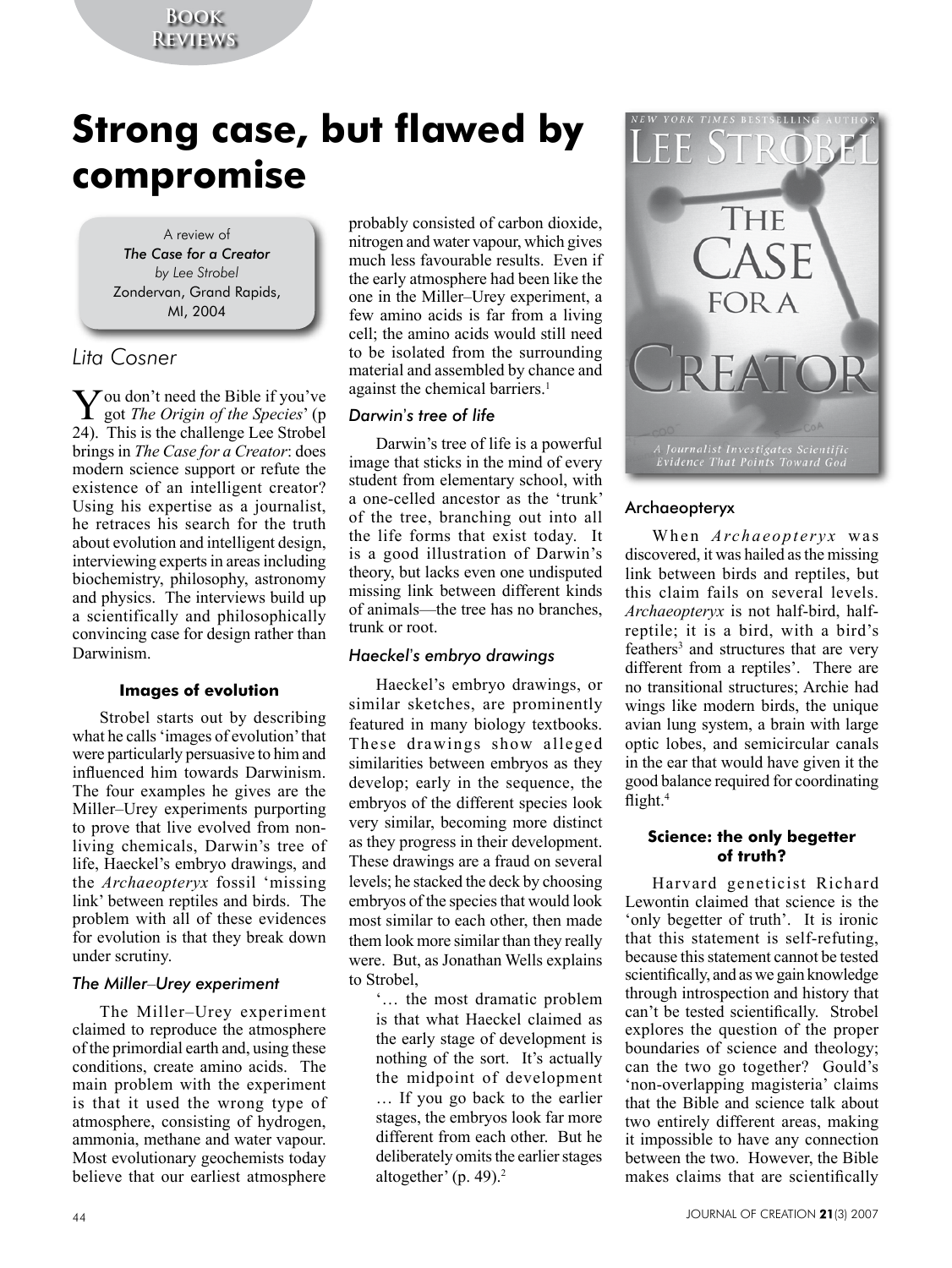# Strong case, but flawed by compromise

A review of
*The Case for a Creator*
*by Lee Strobel*
Zondervan, Grand Rapids, MI, 2004

*Lita Cosner*

You don't need the Bible if you've got *The Origin of the Species*' (p 24). This is the challenge Lee Strobel brings in *The Case for a Creator*: does modern science support or refute the existence of an intelligent creator? Using his expertise as a journalist, he retraces his search for the truth about evolution and intelligent design, interviewing experts in areas including biochemistry, philosophy, astronomy and physics. The interviews build up a scientifically and philosophically convincing case for design rather than Darwinism.

## Images of evolution

Strobel starts out by describing what he calls 'images of evolution' that were particularly persuasive to him and influenced him towards Darwinism. The four examples he gives are the Miller–Urey experiments purporting to prove that live evolved from non-living chemicals, Darwin's tree of life, Haeckel's embryo drawings, and the *Archaeopteryx* fossil 'missing link' between reptiles and birds. The problem with all of these evidences for evolution is that they break down under scrutiny.

### *The Miller–Urey experiment*

The Miller–Urey experiment claimed to reproduce the atmosphere of the primordial earth and, using these conditions, create amino acids. The main problem with the experiment is that it used the wrong type of atmosphere, consisting of hydrogen, ammonia, methane and water vapour. Most evolutionary geochemists today believe that our earliest atmosphere probably consisted of carbon dioxide, nitrogen and water vapour, which gives much less favourable results. Even if the early atmosphere had been like the one in the Miller–Urey experiment, a few amino acids is far from a living cell; the amino acids would still need to be isolated from the surrounding material and assembled by chance and against the chemical barriers.[1]

### *Darwin's tree of life*

Darwin's tree of life is a powerful image that sticks in the mind of every student from elementary school, with a one-celled ancestor as the 'trunk' of the tree, branching out into all the life forms that exist today. It is a good illustration of Darwin's theory, but lacks even one undisputed missing link between different kinds of animals—the tree has no branches, trunk or root.

### *Haeckel's embryo drawings*

Haeckel's embryo drawings, or similar sketches, are prominently featured in many biology textbooks. These drawings show alleged similarities between embryos as they develop; early in the sequence, the embryos of the different species look very similar, becoming more distinct as they progress in their development. These drawings are a fraud on several levels; he stacked the deck by choosing embryos of the species that would look most similar to each other, then made them look more similar than they really were. But, as Jonathan Wells explains to Strobel,

> '… the most dramatic problem is that what Haeckel claimed as the early stage of development is nothing of the sort. It's actually the midpoint of development … If you go back to the earlier stages, the embryos look far more different from each other. But he deliberately omits the earlier stages altogether' (p. 49).[2]

### Archaeopteryx

When *Archaeopteryx* was discovered, it was hailed as the missing link between birds and reptiles, but this claim fails on several levels. *Archaeopteryx* is not half-bird, half-reptile; it is a bird, with a bird's feathers[3] and structures that are very different from a reptiles'. There are no transitional structures; Archie had wings like modern birds, the unique avian lung system, a brain with large optic lobes, and semicircular canals in the ear that would have given it the good balance required for coordinating flight.[4]

## Science: the only begetter of truth?

Harvard geneticist Richard Lewontin claimed that science is the 'only begetter of truth'. It is ironic that this statement is self-refuting, because this statement cannot be tested scientifically, and as we gain knowledge through introspection and history that can't be tested scientifically. Strobel explores the question of the proper boundaries of science and theology; can the two go together? Gould's 'non-overlapping magisteria' claims that the Bible and science talk about two entirely different areas, making it impossible to have any connection between the two. However, the Bible makes claims that are scientifically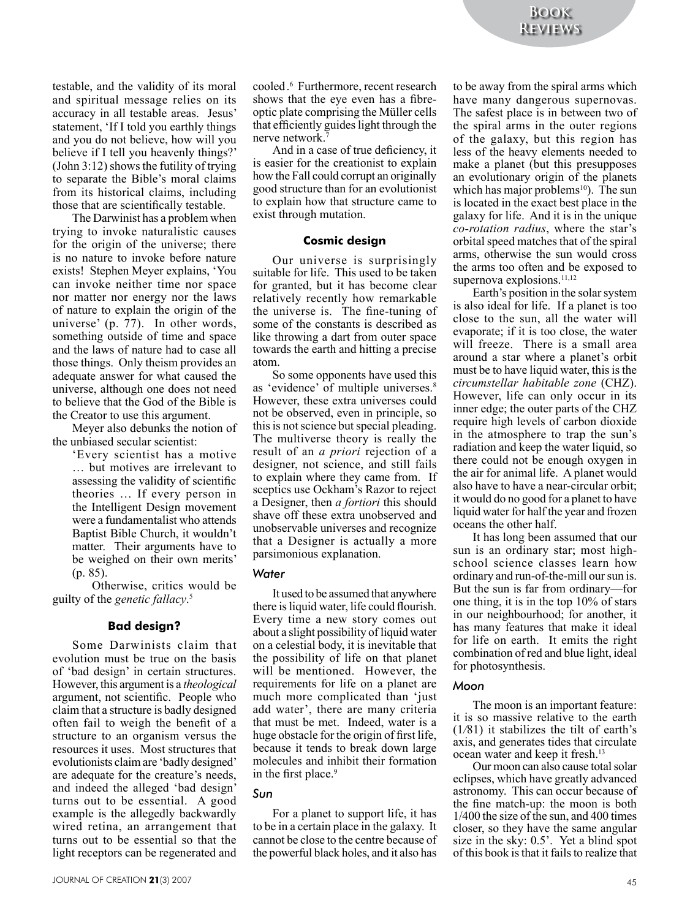testable, and the validity of its moral and spiritual message relies on its accuracy in all testable areas. Jesus' statement, 'If I told you earthly things and you do not believe, how will you believe if I tell you heavenly things?' (John 3:12) shows the futility of trying to separate the Bible's moral claims from its historical claims, including those that are scientifically testable.

The Darwinist has a problem when trying to invoke naturalistic causes for the origin of the universe; there is no nature to invoke before nature exists! Stephen Meyer explains, 'You can invoke neither time nor space nor matter nor energy nor the laws of nature to explain the origin of the universe' (p. 77). In other words, something outside of time and space and the laws of nature had to case all those things. Only theism provides an adequate answer for what caused the universe, although one does not need to believe that the God of the Bible is the Creator to use this argument.

Meyer also debunks the notion of the unbiased secular scientist:

> 'Every scientist has a motive … but motives are irrelevant to assessing the validity of scientific theories … If every person in the Intelligent Design movement were a fundamentalist who attends Baptist Bible Church, it wouldn't matter. Their arguments have to be weighed on their own merits' (p. 85).

Otherwise, critics would be guilty of the *genetic fallacy*.[5]

### Bad design?

Some Darwinists claim that evolution must be true on the basis of 'bad design' in certain structures. However, this argument is a *theological* argument, not scientific. People who claim that a structure is badly designed often fail to weigh the benefit of a structure to an organism versus the resources it uses. Most structures that evolutionists claim are 'badly designed' are adequate for the creature's needs, and indeed the alleged 'bad design' turns out to be essential. A good example is the allegedly backwardly wired retina, an arrangement that turns out to be essential so that the light receptors can be regenerated and cooled.[6] Furthermore, recent research shows that the eye even has a fibre-optic plate comprising the Müller cells that efficiently guides light through the nerve network.[7]

And in a case of true deficiency, it is easier for the creationist to explain how the Fall could corrupt an originally good structure than for an evolutionist to explain how that structure came to exist through mutation.

### Cosmic design

Our universe is surprisingly suitable for life. This used to be taken for granted, but it has become clear relatively recently how remarkable the universe is. The fine-tuning of some of the constants is described as like throwing a dart from outer space towards the earth and hitting a precise atom.

So some opponents have used this as 'evidence' of multiple universes.[8] However, these extra universes could not be observed, even in principle, so this is not science but special pleading. The multiverse theory is really the result of an *a priori* rejection of a designer, not science, and still fails to explain where they came from. If sceptics use Ockham's Razor to reject a Designer, then *a fortiori* this should shave off these extra unobserved and unobservable universes and recognize that a Designer is actually a more parsimonious explanation.

#### *Water*

It used to be assumed that anywhere there is liquid water, life could flourish. Every time a new story comes out about a slight possibility of liquid water on a celestial body, it is inevitable that the possibility of life on that planet will be mentioned. However, the requirements for life on a planet are much more complicated than 'just add water', there are many criteria that must be met. Indeed, water is a huge obstacle for the origin of first life, because it tends to break down large molecules and inhibit their formation in the first place.[9]

#### *Sun*

For a planet to support life, it has to be in a certain place in the galaxy. It cannot be close to the centre because of the powerful black holes, and it also has to be away from the spiral arms which have many dangerous supernovas. The safest place is in between two of the spiral arms in the outer regions of the galaxy, but this region has less of the heavy elements needed to make a planet (but this presupposes an evolutionary origin of the planets which has major problems[10]). The sun is located in the exact best place in the galaxy for life. And it is in the unique *co-rotation radius*, where the star's orbital speed matches that of the spiral arms, otherwise the sun would cross the arms too often and be exposed to supernova explosions.[11,12]

Earth's position in the solar system is also ideal for life. If a planet is too close to the sun, all the water will evaporate; if it is too close, the water will freeze. There is a small area around a star where a planet's orbit must be to have liquid water, this is the *circumstellar habitable zone* (CHZ). However, life can only occur in its inner edge; the outer parts of the CHZ require high levels of carbon dioxide in the atmosphere to trap the sun's radiation and keep the water liquid, so there could not be enough oxygen in the air for animal life. A planet would also have to have a near-circular orbit; it would do no good for a planet to have liquid water for half the year and frozen oceans the other half.

It has long been assumed that our sun is an ordinary star; most high-school science classes learn how ordinary and run-of-the-mill our sun is. But the sun is far from ordinary—for one thing, it is in the top 10% of stars in our neighbourhood; for another, it has many features that make it ideal for life on earth. It emits the right combination of red and blue light, ideal for photosynthesis.

#### *Moon*

The moon is an important feature: it is so massive relative to the earth (1/81) it stabilizes the tilt of earth's axis, and generates tides that circulate ocean water and keep it fresh.[13]

Our moon can also cause total solar eclipses, which have greatly advanced astronomy. This can occur because of the fine match-up: the moon is both 1/400 the size of the sun, and 400 times closer, so they have the same angular size in the sky: 0.5'. Yet a blind spot of this book is that it fails to realize that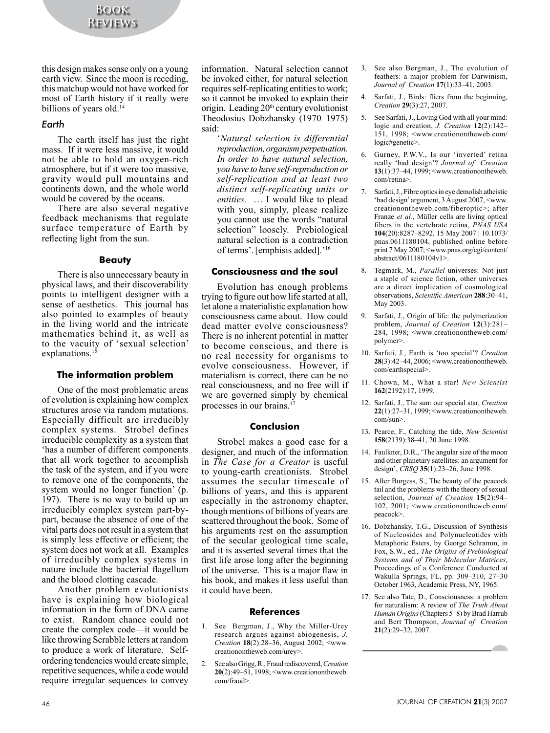this design makes sense only on a young earth view. Since the moon is receding, this matchup would not have worked for most of Earth history if it really were billions of years old.[14]

### *Earth*

The earth itself has just the right mass. If it were less massive, it would not be able to hold an oxygen-rich atmosphere, but if it were too massive, gravity would pull mountains and continents down, and the whole world would be covered by the oceans.

There are also several negative feedback mechanisms that regulate surface temperature of Earth by reflecting light from the sun.

## Beauty

There is also unnecessary beauty in physical laws, and their discoverability points to intelligent designer with a sense of aesthetics. This journal has also pointed to examples of beauty in the living world and the intricate mathematics behind it, as well as to the vacuity of 'sexual selection' explanations.[15]

## The information problem

One of the most problematic areas of evolution is explaining how complex structures arose via random mutations. Especially difficult are irreducibly complex systems. Strobel defines irreducible complexity as a system that 'has a number of different components that all work together to accomplish the task of the system, and if you were to remove one of the components, the system would no longer function' (p. 197). There is no way to build up an irreducibly complex system part-by-part, because the absence of one of the vital parts does not result in a system that is simply less effective or efficient; the system does not work at all. Examples of irreducibly complex systems in nature include the bacterial flagellum and the blood clotting cascade.

Another problem evolutionists have is explaining how biological information in the form of DNA came to exist. Random chance could not create the complex code—it would be like throwing Scrabble letters at random to produce a work of literature. Self-ordering tendencies would create simple, repetitive sequences, while a code would require irregular sequences to convey information. Natural selection cannot be invoked either, for natural selection requires self-replicating entities to work; so it cannot be invoked to explain their origin. Leading 20th century evolutionist Theodosius Dobzhansky (1970–1975) said:

> '*Natural selection is differential reproduction, organism perpetuation. In order to have natural selection, you have to have self-reproduction or self-replication and at least two distinct self-replicating units or entities.* … I would like to plead with you, simply, please realize you cannot use the words "natural selection" loosely. Prebiological natural selection is a contradiction of terms'. [emphisis added].'[16]

## Consciousness and the soul

Evolution has enough problems trying to figure out how life started at all, let alone a materialistic explanation how consciousness came about. How could dead matter evolve consciousness? There is no inherent potential in matter to become conscious, and there is no real necessity for organisms to evolve consciousness. However, if materialism is correct, there can be no real consciousness, and no free will if we are governed simply by chemical processes in our brains.[17]

## Conclusion

Strobel makes a good case for a designer, and much of the information in *The Case for a Creator* is useful to young-earth creationists. Strobel assumes the secular timescale of billions of years, and this is apparent especially in the astronomy chapter, though mentions of billions of years are scattered throughout the book. Some of his arguments rest on the assumption of the secular geological time scale, and it is asserted several times that the first life arose long after the beginning of the universe. This is a major flaw in his book, and makes it less useful than it could have been.

## References

1. See Bergman, J., Why the Miller-Urey research argues against abiogenesis, *J. Creation* **18**(2):28–36, August 2002; <www.creationontheweb.com/urey>.
2. See also Grigg, R., Fraud rediscovered, *Creation* **20**(2):49–51, 1998; <www.creationontheweb.com/fraud>.
3. See also Bergman, J., The evolution of feathers: a major problem for Darwinism, *Journal of Creation* **17**(1):33–41, 2003.
4. Sarfati, J., Birds: fliers from the beginning, *Creation* **29**(3):27, 2007.
5. See Sarfati, J., Loving God with all your mind: logic and creation, *J. Creation* **12**(2):142–151, 1998; <www.creationontheweb.com/logic#genetic>.
6. Gurney, P.W.V., Is our 'inverted' retina really 'bad design'? *Journal of Creation* **13**(1):37–44, 1999; <www.creationontheweb.com/retina>.
7. Sarfati, J., Fibre optics in eye demolish atheistic 'bad design' argument, 3 August 2007, <www.creationontheweb.com/fiberoptic>; after Franze *et al.*, Müller cells are living optical fibers in the vertebrate retina, *PNAS USA* **104**(20):8287–8292, 15 May 2007 | 10.1073/pnas.0611180104, published online before print 7 May 2007; <www.pnas.org/cgi/content/abstract/0611180104v1>.
8. Tegmark, M., *Parallel* universes: Not just a staple of science fiction, other universes are a direct implication of cosmological observations, *Scientific American* **288**:30–41, May 2003.
9. Sarfati, J., Origin of life: the polymerization problem, *Journal of Creation* **12**(3):281–284, 1998; <www.creationontheweb.com/polymer>.
10. Sarfati, J., Earth is 'too special'? *Creation* **28**(3):42–44, 2006; <www.creationontheweb.com/earthspecial>.
11. Chown, M., What a star! *New Scientist* **162**(2192):17, 1999.
12. Sarfati, J., The sun: our special star, *Creation* **22**(1):27–31, 1999; <www.creationontheweb.com/sun>.
13. Pearce, F., Catching the tide, *New Scientist* **158**(2139):38–41, 20 June 1998.
14. Faulkner, D.R., 'The angular size of the moon and other planetary satellites: an argument for design', *CRSQ* **35**(1):23–26, June 1998.
15. After Burgess, S., The beauty of the peacock tail and the problems with the theory of sexual selection, *Journal of Creation* **15**(2):94–102, 2001; <www.creationontheweb.com/peacock>.
16. Dobzhansky, T.G., Discussion of Synthesis of Nucleosides and Polynucleotides with Metaphoric Esters, by George Schramm, in Fox, S.W., ed., *The Origins of Prebiological Systems and of Their Molecular Matrices*, Proceedings of a Conference Conducted at Wakulla Springs, FL, pp. 309–310, 27–30 October 1963, Academic Press, NY, 1965.
17. See also Tate, D., Consciousness: a problem for naturalism: A review of *The Truth About Human Origins* (Chapters 5–8) by Brad Harrub and Bert Thompson, *Journal of Creation* **21**(2):29–32, 2007.